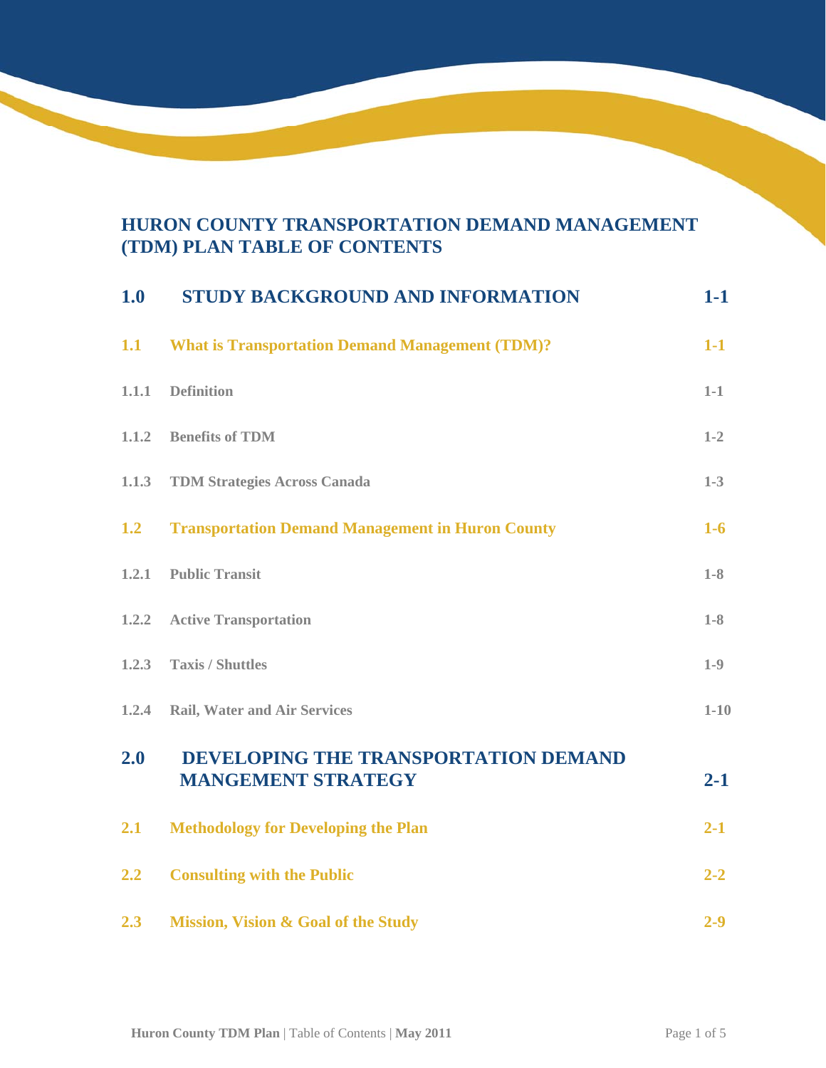# HURON COUNTY TRANSPORTATION DEMAND MANAGEMENT (TDM) PLAN TABLE OF CONTENTS

| | | |
|---|---|---|
| **1.0** | **STUDY BACKGROUND AND INFORMATION** | **1-1** |
| **1.1** | **What is Transportation Demand Management (TDM)?** | **1-1** |
| **1.1.1** | **Definition** | **1-1** |
| **1.1.2** | **Benefits of TDM** | **1-2** |
| **1.1.3** | **TDM Strategies Across Canada** | **1-3** |
| **1.2** | **Transportation Demand Management in Huron County** | **1-6** |
| **1.2.1** | **Public Transit** | **1-8** |
| **1.2.2** | **Active Transportation** | **1-8** |
| **1.2.3** | **Taxis / Shuttles** | **1-9** |
| **1.2.4** | **Rail, Water and Air Services** | **1-10** |
| **2.0** | **DEVELOPING THE TRANSPORTATION DEMAND MANGEMENT STRATEGY** | **2-1** |
| **2.1** | **Methodology for Developing the Plan** | **2-1** |
| **2.2** | **Consulting with the Public** | **2-2** |
| **2.3** | **Mission, Vision & Goal of the Study** | **2-9** |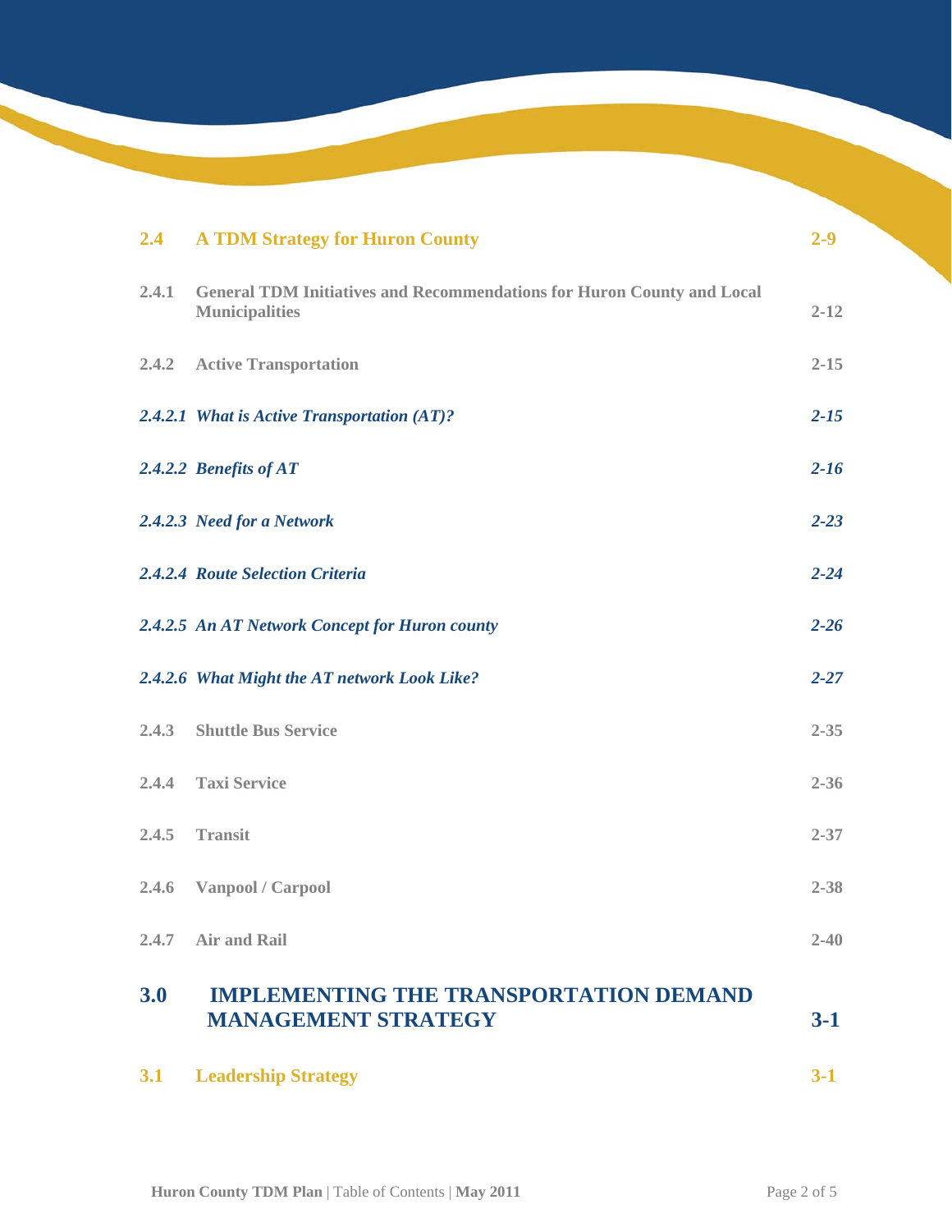| | | |
|---|---|---|
| **2.4** | **A TDM Strategy for Huron County** | **2-9** |
| **2.4.1** | **General TDM Initiatives and Recommendations for Huron County and Local Municipalities** | **2-12** |
| **2.4.2** | **Active Transportation** | **2-15** |
| ***2.4.2.1*** | ***What is Active Transportation (AT)?*** | ***2-15*** |
| ***2.4.2.2*** | ***Benefits of AT*** | ***2-16*** |
| ***2.4.2.3*** | ***Need for a Network*** | ***2-23*** |
| ***2.4.2.4*** | ***Route Selection Criteria*** | ***2-24*** |
| ***2.4.2.5*** | ***An AT Network Concept for Huron county*** | ***2-26*** |
| ***2.4.2.6*** | ***What Might the AT network Look Like?*** | ***2-27*** |
| **2.4.3** | **Shuttle Bus Service** | **2-35** |
| **2.4.4** | **Taxi Service** | **2-36** |
| **2.4.5** | **Transit** | **2-37** |
| **2.4.6** | **Vanpool / Carpool** | **2-38** |
| **2.4.7** | **Air and Rail** | **2-40** |
| **3.0** | **IMPLEMENTING THE TRANSPORTATION DEMAND MANAGEMENT STRATEGY** | **3-1** |
| **3.1** | **Leadership Strategy** | **3-1** |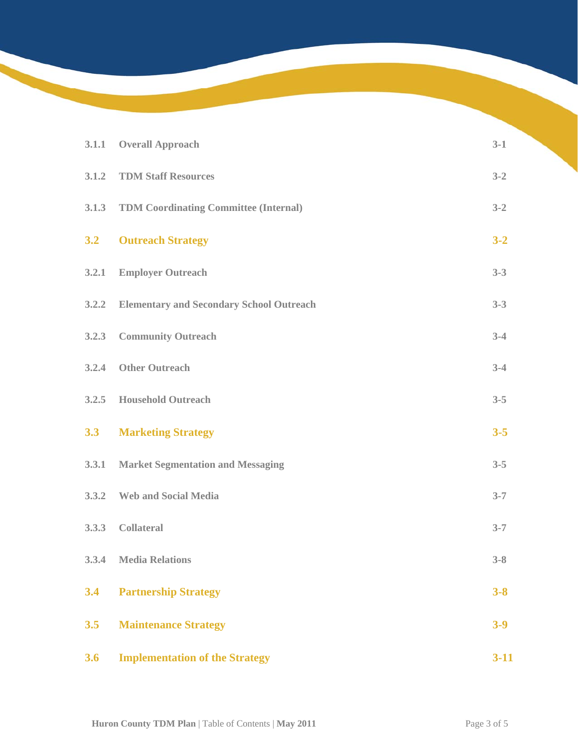| | | |
|---|---|---|
| 3.1.1 | Overall Approach | 3-1 |
| 3.1.2 | TDM Staff Resources | 3-2 |
| 3.1.3 | TDM Coordinating Committee (Internal) | 3-2 |
| **3.2** | **Outreach Strategy** | **3-2** |
| 3.2.1 | Employer Outreach | 3-3 |
| 3.2.2 | Elementary and Secondary School Outreach | 3-3 |
| 3.2.3 | Community Outreach | 3-4 |
| 3.2.4 | Other Outreach | 3-4 |
| 3.2.5 | Household Outreach | 3-5 |
| **3.3** | **Marketing Strategy** | **3-5** |
| 3.3.1 | Market Segmentation and Messaging | 3-5 |
| 3.3.2 | Web and Social Media | 3-7 |
| 3.3.3 | Collateral | 3-7 |
| 3.3.4 | Media Relations | 3-8 |
| **3.4** | **Partnership Strategy** | **3-8** |
| **3.5** | **Maintenance Strategy** | **3-9** |
| **3.6** | **Implementation of the Strategy** | **3-11** |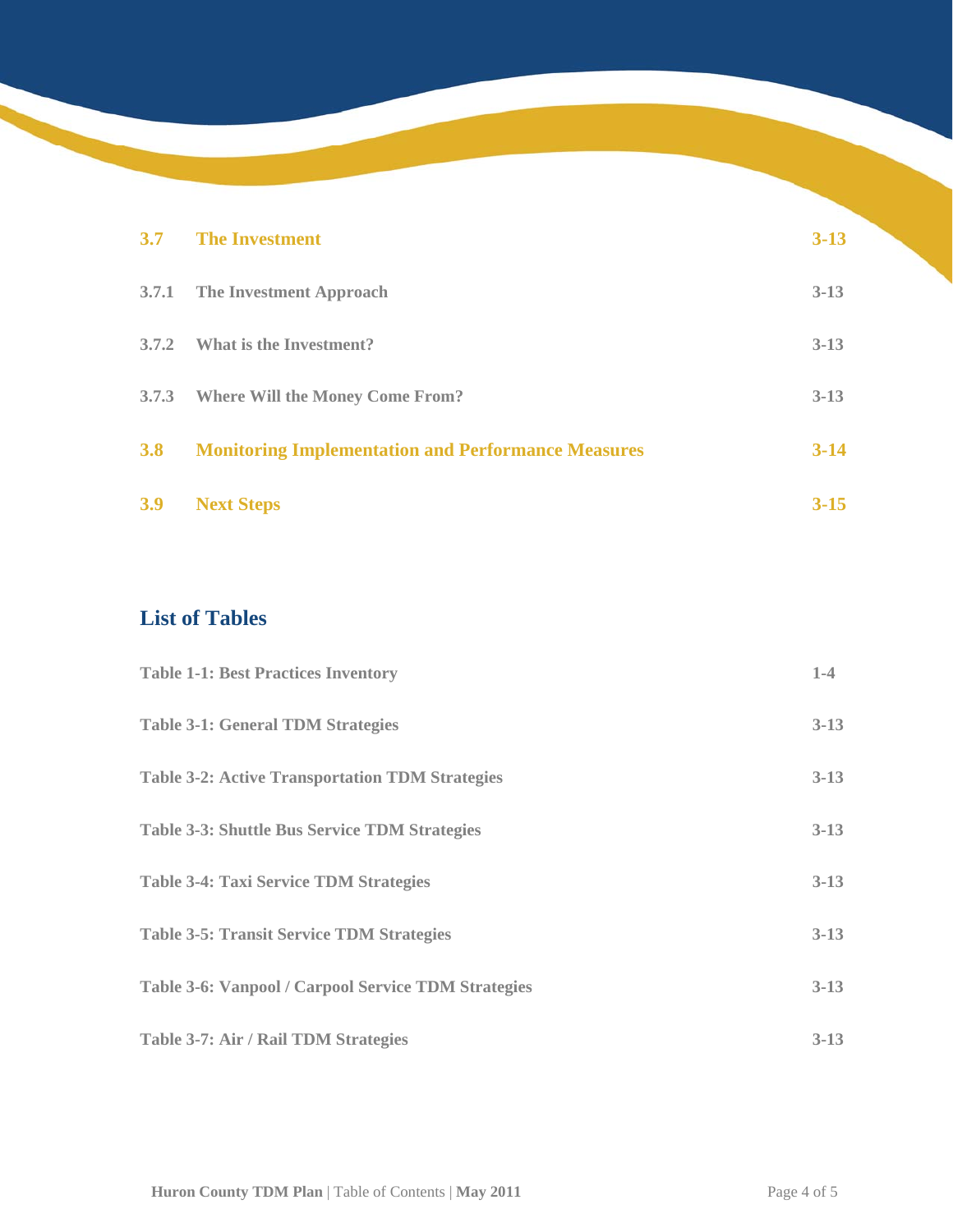| | | |
|---|---|---|
| **3.7** | **The Investment** | **3-13** |
| **3.7.1** | **The Investment Approach** | **3-13** |
| **3.7.2** | **What is the Investment?** | **3-13** |
| **3.7.3** | **Where Will the Money Come From?** | **3-13** |
| **3.8** | **Monitoring Implementation and Performance Measures** | **3-14** |
| **3.9** | **Next Steps** | **3-15** |

## List of Tables

| | |
|---|---|
| **Table 1-1: Best Practices Inventory** | **1-4** |
| **Table 3-1: General TDM Strategies** | **3-13** |
| **Table 3-2: Active Transportation TDM Strategies** | **3-13** |
| **Table 3-3: Shuttle Bus Service TDM Strategies** | **3-13** |
| **Table 3-4: Taxi Service TDM Strategies** | **3-13** |
| **Table 3-5: Transit Service TDM Strategies** | **3-13** |
| **Table 3-6: Vanpool / Carpool Service TDM Strategies** | **3-13** |
| **Table 3-7: Air / Rail TDM Strategies** | **3-13** |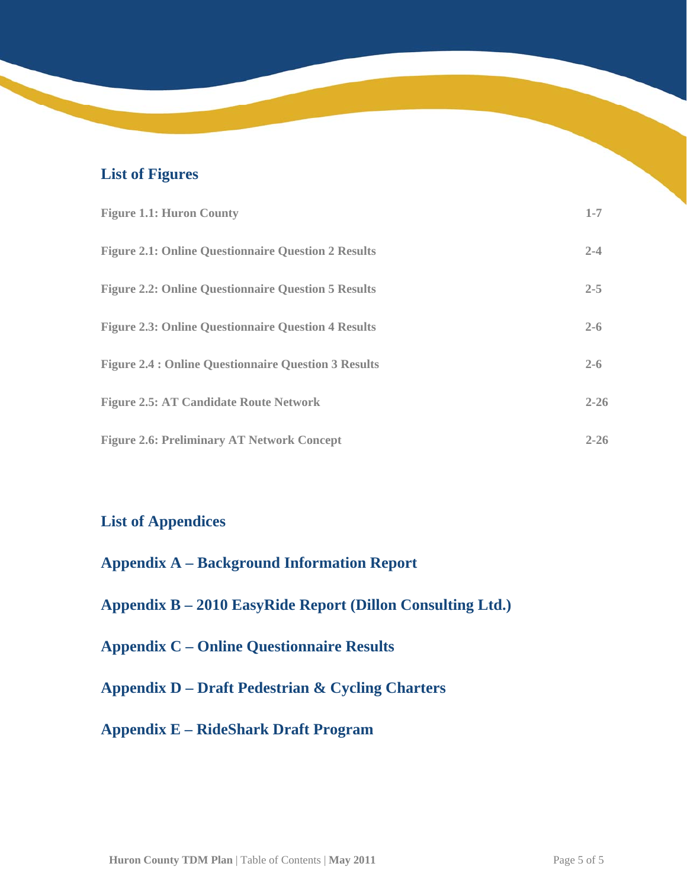## List of Figures

| | |
|---|---|
| **Figure 1.1: Huron County** | **1-7** |
| **Figure 2.1: Online Questionnaire Question 2 Results** | **2-4** |
| **Figure 2.2: Online Questionnaire Question 5 Results** | **2-5** |
| **Figure 2.3: Online Questionnaire Question 4 Results** | **2-6** |
| **Figure 2.4 : Online Questionnaire Question 3 Results** | **2-6** |
| **Figure 2.5: AT Candidate Route Network** | **2-26** |
| **Figure 2.6: Preliminary AT Network Concept** | **2-26** |

## List of Appendices

### Appendix A – Background Information Report

### Appendix B – 2010 EasyRide Report (Dillon Consulting Ltd.)

### Appendix C – Online Questionnaire Results

### Appendix D – Draft Pedestrian & Cycling Charters

### Appendix E – RideShark Draft Program